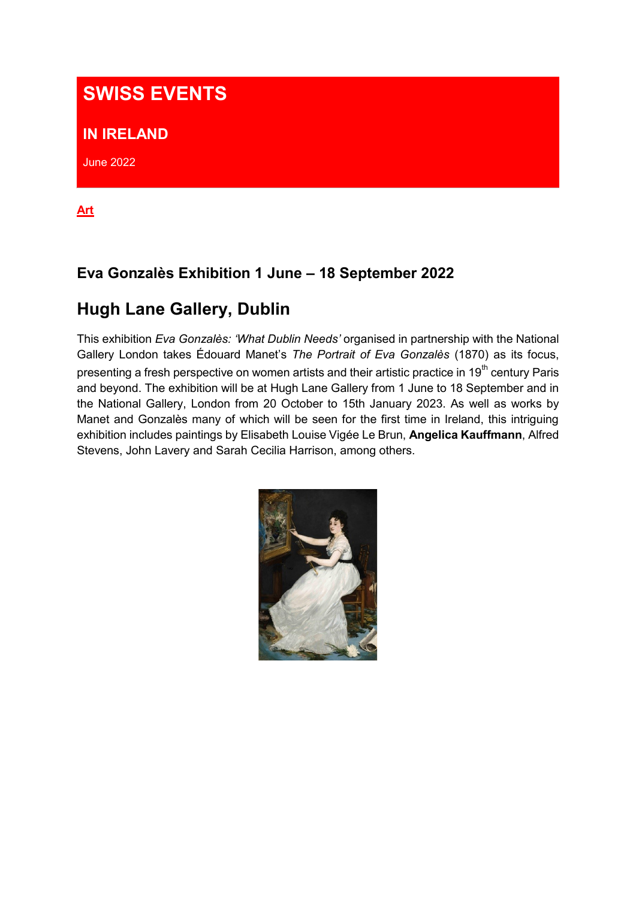# SWISS EVENTS

## IN IRELAND

June 2022

**Art**

### Eva Gonzalès Exhibition 1 June – 18 September 2022

## Hugh Lane Gallery, Dublin

This exhibition *Eva Gonzalès: 'What Dublin Needs'* organised in partnership with the National Gallery London takes Édouard Manet's *The Portrait of Eva Gonzalès* (1870) as its focus, presenting a fresh perspective on women artists and their artistic practice in 19th century Paris and beyond. The exhibition will be at Hugh Lane Gallery from 1 June to 18 September and in the National Gallery, London from 20 October to 15th January 2023. As well as works by Manet and Gonzalès many of which will be seen for the first time in Ireland, this intriguing exhibition includes paintings by Elisabeth Louise Vigée Le Brun, **Angelica Kauffmann**, Alfred Stevens, John Lavery and Sarah Cecilia Harrison, among others.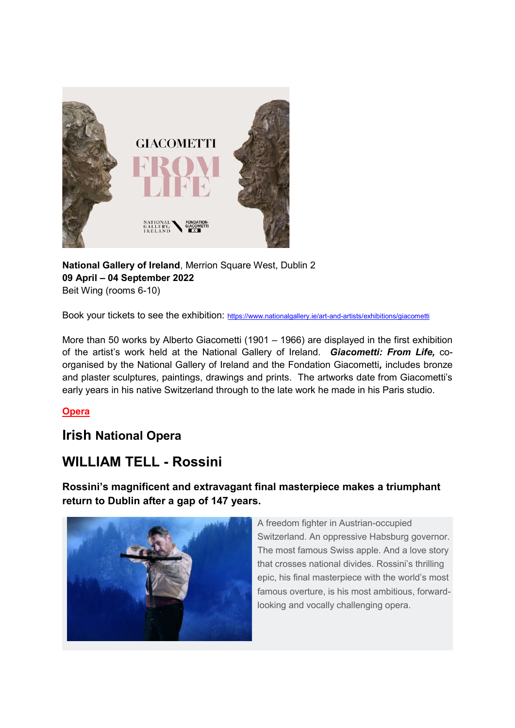**National Gallery of Ireland**, Merrion Square West, Dublin 2
**09 April – 04 September 2022**
Beit Wing (rooms 6-10)

Book your tickets to see the exhibition: https://www.nationalgallery.ie/art-and-artists/exhibitions/giacometti

More than 50 works by Alberto Giacometti (1901 – 1966) are displayed in the first exhibition of the artist's work held at the National Gallery of Ireland. ***Giacometti: From Life,*** co-organised by the National Gallery of Ireland and the Fondation Giacometti**,** includes bronze and plaster sculptures, paintings, drawings and prints. The artworks date from Giacometti's early years in his native Switzerland through to the late work he made in his Paris studio.

**Opera**

## Irish National Opera

## WILLIAM TELL - Rossini

### Rossini's magnificent and extravagant final masterpiece makes a triumphant return to Dublin after a gap of 147 years.

A freedom fighter in Austrian-occupied Switzerland. An oppressive Habsburg governor. The most famous Swiss apple. And a love story that crosses national divides. Rossini's thrilling epic, his final masterpiece with the world's most famous overture, is his most ambitious, forward-looking and vocally challenging opera.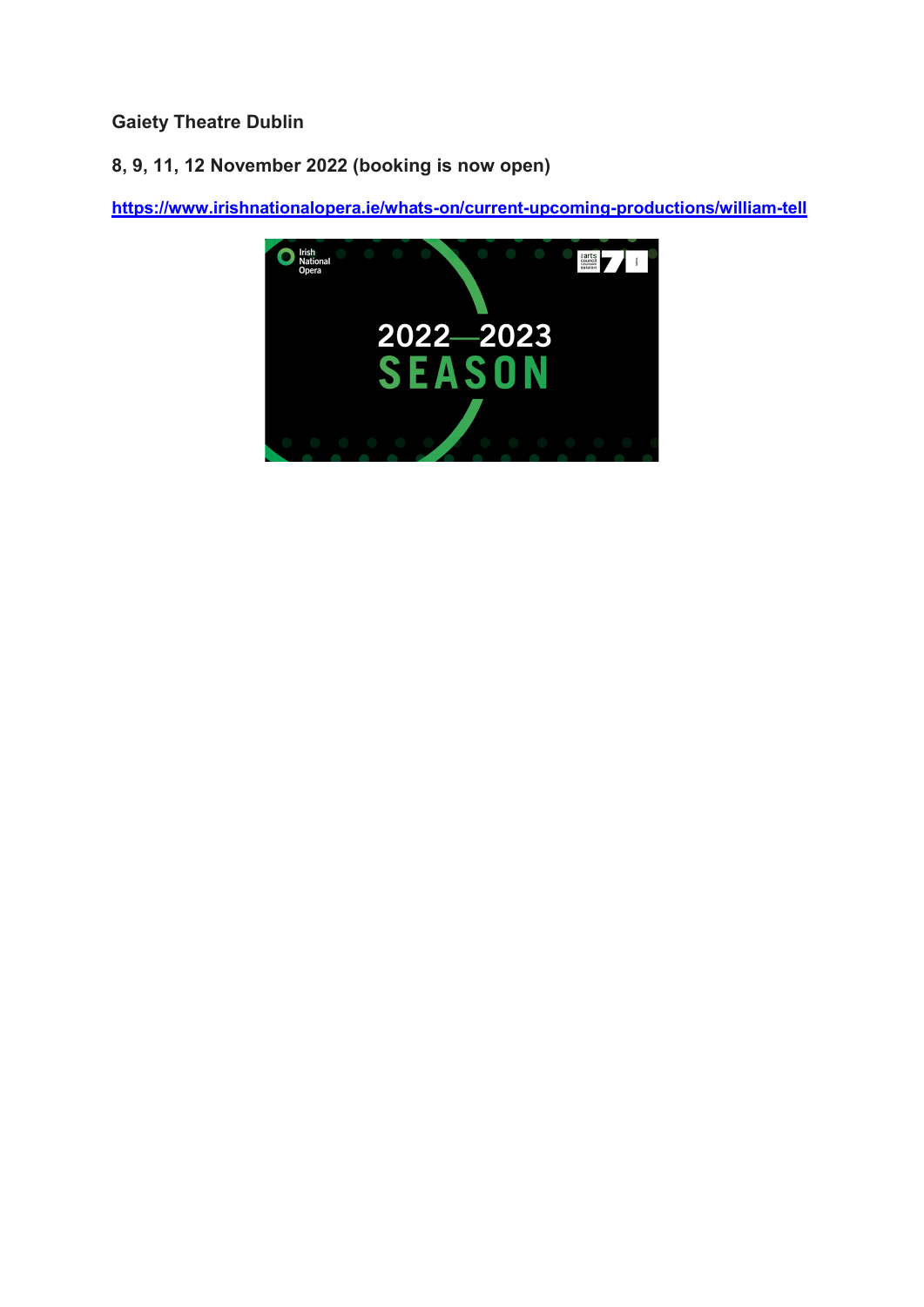**Gaiety Theatre Dublin**

**8, 9, 11, 12 November 2022 (booking is now open)**

**https://www.irishnationalopera.ie/whats-on/current-upcoming-productions/william-tell**